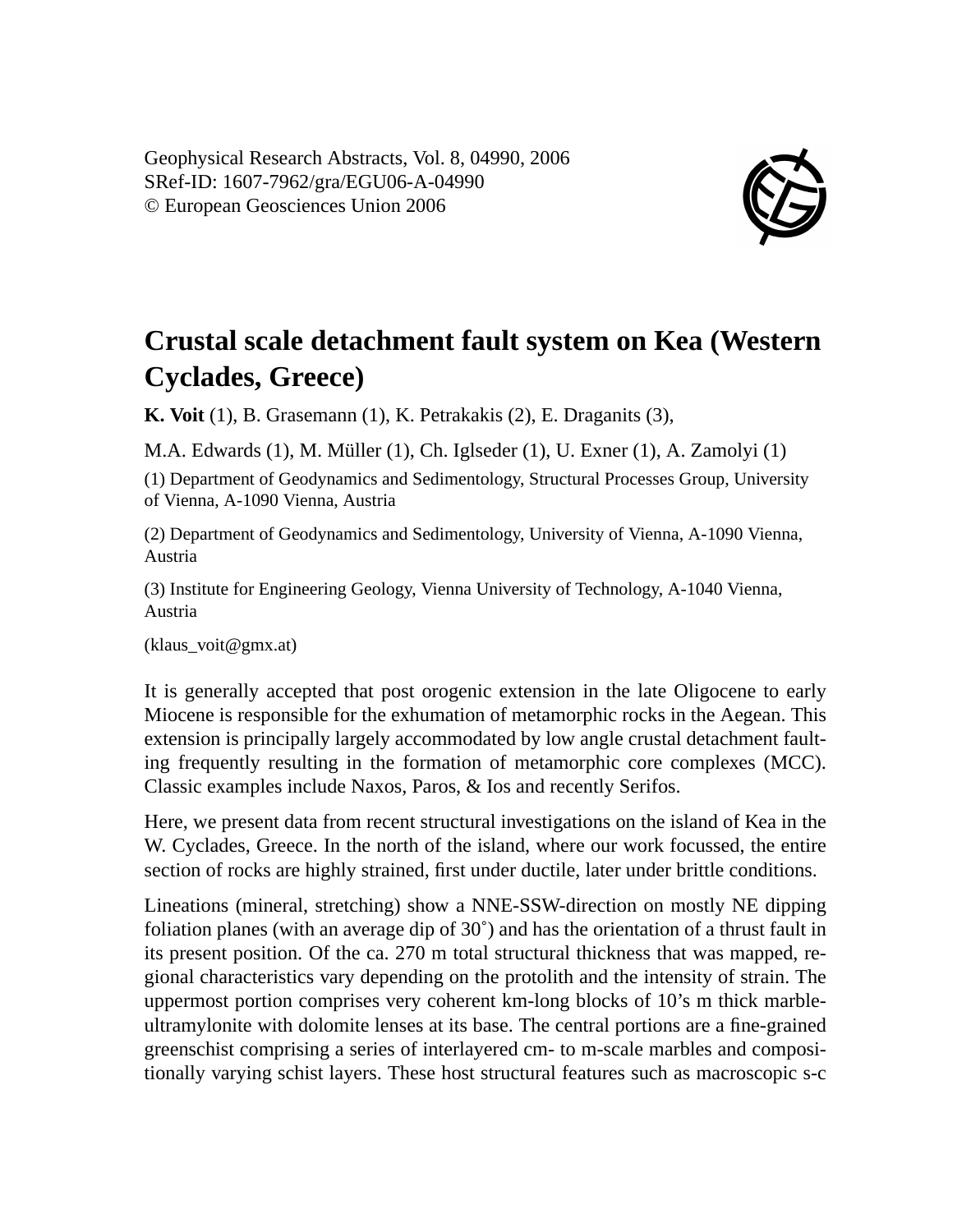Geophysical Research Abstracts, Vol. 8, 04990, 2006
SRef-ID: 1607-7962/gra/EGU06-A-04990
© European Geosciences Union 2006

# Crustal scale detachment fault system on Kea (Western Cyclades, Greece)

**K. Voit** (1), B. Grasemann (1), K. Petrakakis (2), E. Draganits (3),

M.A. Edwards (1), M. Müller (1), Ch. Iglseder (1), U. Exner (1), A. Zamolyi (1)

(1) Department of Geodynamics and Sedimentology, Structural Processes Group, University of Vienna, A-1090 Vienna, Austria

(2) Department of Geodynamics and Sedimentology, University of Vienna, A-1090 Vienna, Austria

(3) Institute for Engineering Geology, Vienna University of Technology, A-1040 Vienna, Austria

(klaus_voit@gmx.at)

It is generally accepted that post orogenic extension in the late Oligocene to early Miocene is responsible for the exhumation of metamorphic rocks in the Aegean. This extension is principally largely accommodated by low angle crustal detachment faulting frequently resulting in the formation of metamorphic core complexes (MCC). Classic examples include Naxos, Paros, & Ios and recently Serifos.

Here, we present data from recent structural investigations on the island of Kea in the W. Cyclades, Greece. In the north of the island, where our work focussed, the entire section of rocks are highly strained, first under ductile, later under brittle conditions.

Lineations (mineral, stretching) show a NNE-SSW-direction on mostly NE dipping foliation planes (with an average dip of 30˚) and has the orientation of a thrust fault in its present position. Of the ca. 270 m total structural thickness that was mapped, regional characteristics vary depending on the protolith and the intensity of strain. The uppermost portion comprises very coherent km-long blocks of 10's m thick marble-ultramylonite with dolomite lenses at its base. The central portions are a fine-grained greenschist comprising a series of interlayered cm- to m-scale marbles and compositionally varying schist layers. These host structural features such as macroscopic s-c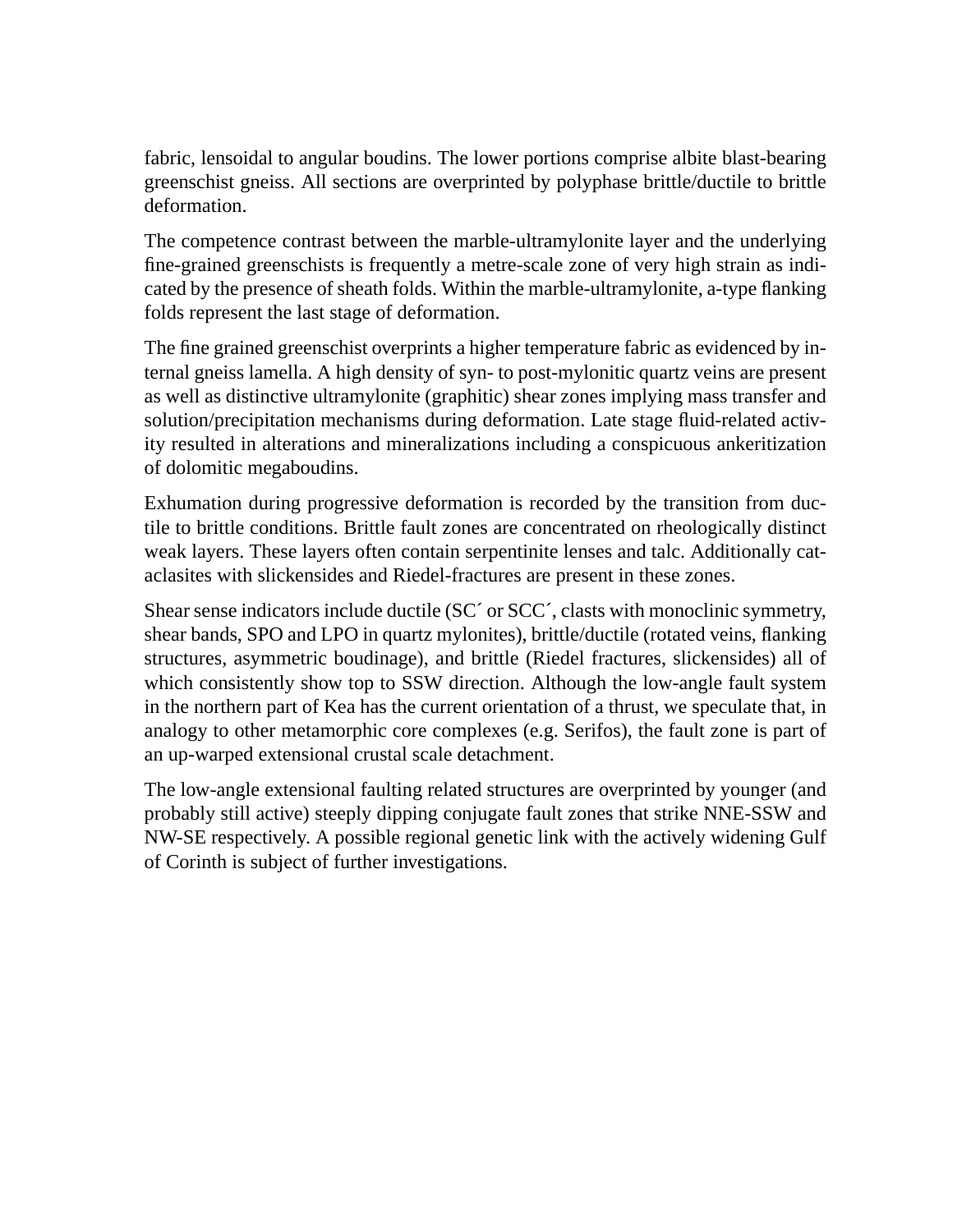fabric, lensoidal to angular boudins. The lower portions comprise albite blast-bearing greenschist gneiss. All sections are overprinted by polyphase brittle/ductile to brittle deformation.

The competence contrast between the marble-ultramylonite layer and the underlying fine-grained greenschists is frequently a metre-scale zone of very high strain as indicated by the presence of sheath folds. Within the marble-ultramylonite, a-type flanking folds represent the last stage of deformation.

The fine grained greenschist overprints a higher temperature fabric as evidenced by internal gneiss lamella. A high density of syn- to post-mylonitic quartz veins are present as well as distinctive ultramylonite (graphitic) shear zones implying mass transfer and solution/precipitation mechanisms during deformation. Late stage fluid-related activity resulted in alterations and mineralizations including a conspicuous ankeritization of dolomitic megaboudins.

Exhumation during progressive deformation is recorded by the transition from ductile to brittle conditions. Brittle fault zones are concentrated on rheologically distinct weak layers. These layers often contain serpentinite lenses and talc. Additionally cataclasites with slickensides and Riedel-fractures are present in these zones.

Shear sense indicators include ductile (SC´ or SCC´, clasts with monoclinic symmetry, shear bands, SPO and LPO in quartz mylonites), brittle/ductile (rotated veins, flanking structures, asymmetric boudinage), and brittle (Riedel fractures, slickensides) all of which consistently show top to SSW direction. Although the low-angle fault system in the northern part of Kea has the current orientation of a thrust, we speculate that, in analogy to other metamorphic core complexes (e.g. Serifos), the fault zone is part of an up-warped extensional crustal scale detachment.

The low-angle extensional faulting related structures are overprinted by younger (and probably still active) steeply dipping conjugate fault zones that strike NNE-SSW and NW-SE respectively. A possible regional genetic link with the actively widening Gulf of Corinth is subject of further investigations.